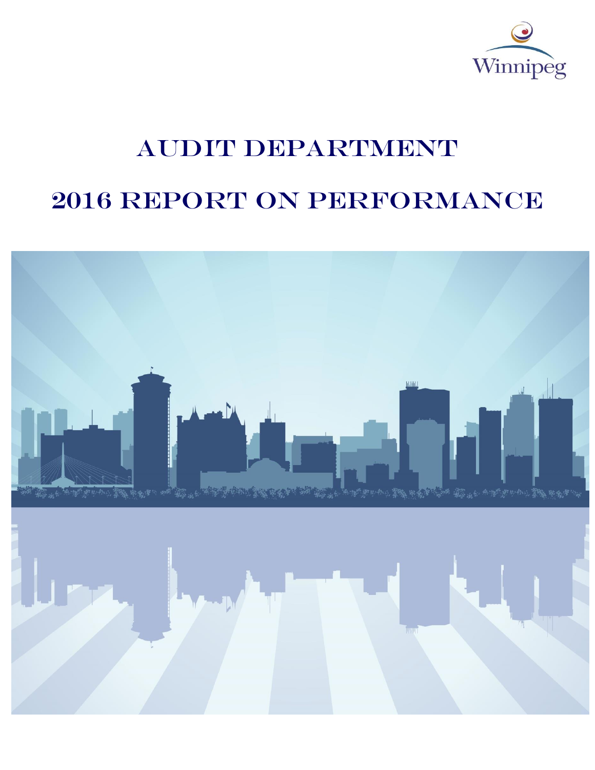Winnipeg

# AUDIT DEPARTMENT

# 2016 REPORT ON PERFORMANCE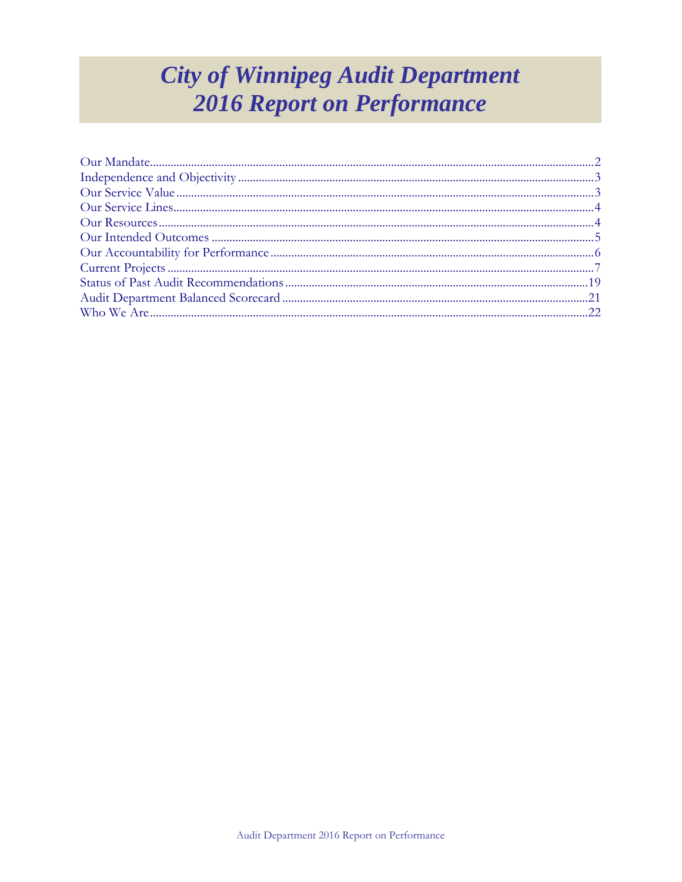# City of Winnipeg Audit Department 2016 Report on Performance

Our Mandate....................................................................................................................2
Independence and Objectivity........................................................................................3
Our Service Value..........................................................................................................3
Our Service Lines...........................................................................................................4
Our Resources................................................................................................................4
Our Intended Outcomes.................................................................................................5
Our Accountability for Performance...............................................................................6
Current Projects.............................................................................................................7
Status of Past Audit Recommendations........................................................................19
Audit Department Balanced Scorecard.........................................................................21
Who We Are................................................................................................................22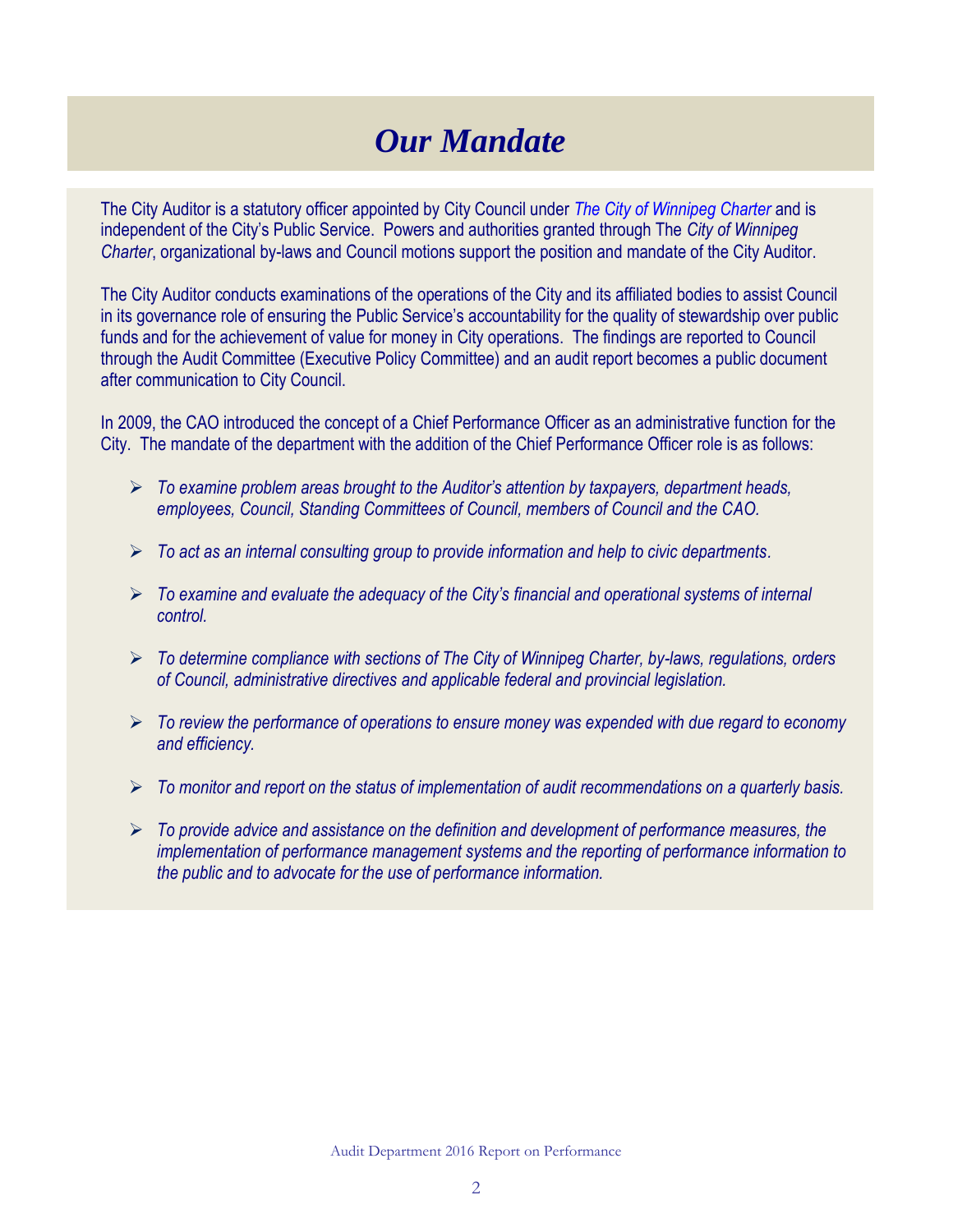# Our Mandate

The City Auditor is a statutory officer appointed by City Council under *The City of Winnipeg Charter* and is independent of the City's Public Service. Powers and authorities granted through The *City of Winnipeg Charter*, organizational by-laws and Council motions support the position and mandate of the City Auditor.

The City Auditor conducts examinations of the operations of the City and its affiliated bodies to assist Council in its governance role of ensuring the Public Service's accountability for the quality of stewardship over public funds and for the achievement of value for money in City operations. The findings are reported to Council through the Audit Committee (Executive Policy Committee) and an audit report becomes a public document after communication to City Council.

In 2009, the CAO introduced the concept of a Chief Performance Officer as an administrative function for the City. The mandate of the department with the addition of the Chief Performance Officer role is as follows:

- *To examine problem areas brought to the Auditor's attention by taxpayers, department heads, employees, Council, Standing Committees of Council, members of Council and the CAO.*
- *To act as an internal consulting group to provide information and help to civic departments*.
- *To examine and evaluate the adequacy of the City's financial and operational systems of internal control.*
- *To determine compliance with sections of The City of Winnipeg Charter, by-laws, regulations, orders of Council, administrative directives and applicable federal and provincial legislation.*
- *To review the performance of operations to ensure money was expended with due regard to economy and efficiency.*
- *To monitor and report on the status of implementation of audit recommendations on a quarterly basis.*
- *To provide advice and assistance on the definition and development of performance measures, the implementation of performance management systems and the reporting of performance information to the public and to advocate for the use of performance information.*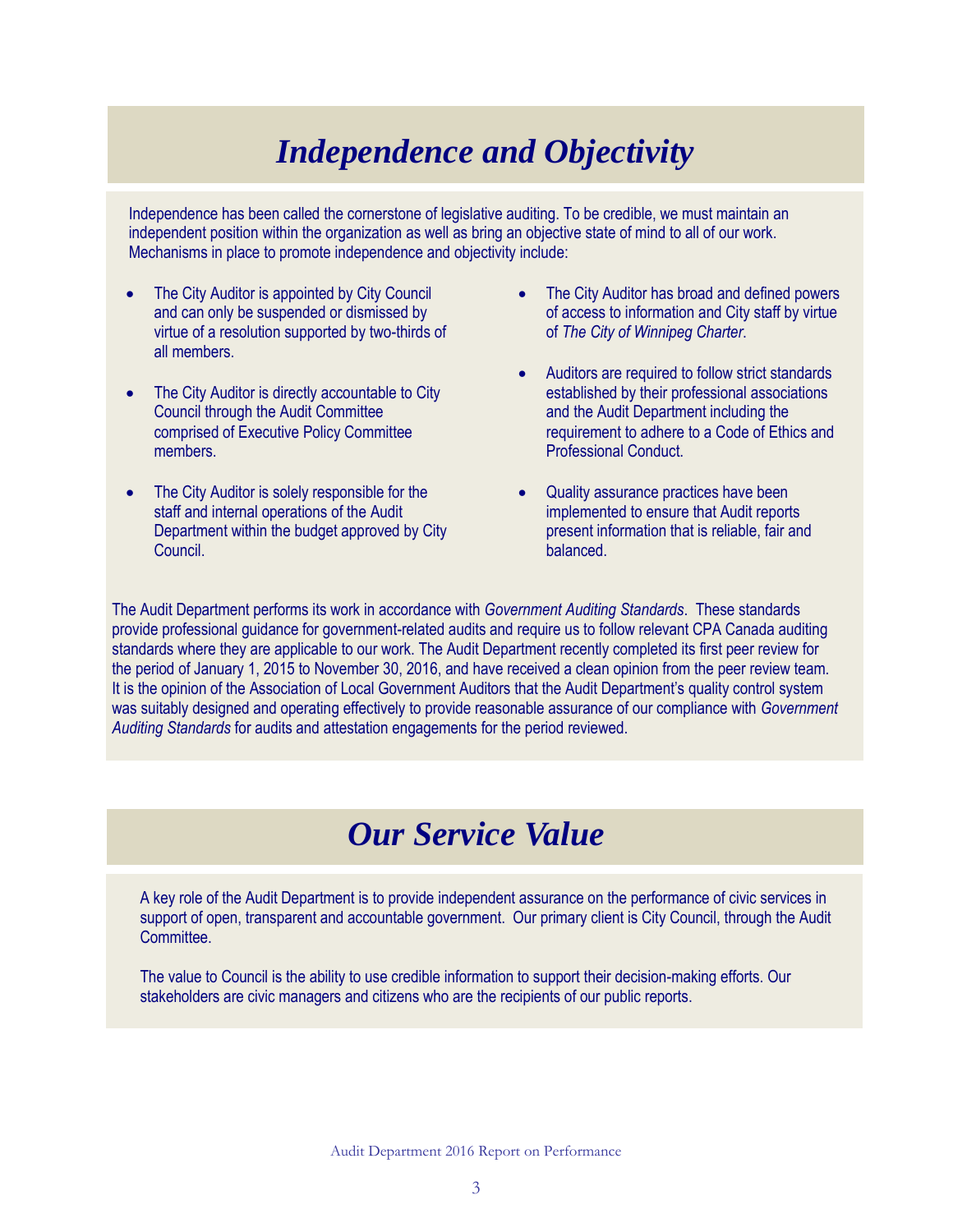# *Independence and Objectivity*

Independence has been called the cornerstone of legislative auditing. To be credible, we must maintain an independent position within the organization as well as bring an objective state of mind to all of our work. Mechanisms in place to promote independence and objectivity include:

- The City Auditor is appointed by City Council and can only be suspended or dismissed by virtue of a resolution supported by two-thirds of all members.
- The City Auditor is directly accountable to City Council through the Audit Committee comprised of Executive Policy Committee members.
- The City Auditor is solely responsible for the staff and internal operations of the Audit Department within the budget approved by City Council.
- The City Auditor has broad and defined powers of access to information and City staff by virtue of *The City of Winnipeg Charter*.
- Auditors are required to follow strict standards established by their professional associations and the Audit Department including the requirement to adhere to a Code of Ethics and Professional Conduct.
- Quality assurance practices have been implemented to ensure that Audit reports present information that is reliable, fair and balanced.

The Audit Department performs its work in accordance with *Government Auditing Standards*. These standards provide professional guidance for government-related audits and require us to follow relevant CPA Canada auditing standards where they are applicable to our work. The Audit Department recently completed its first peer review for the period of January 1, 2015 to November 30, 2016, and have received a clean opinion from the peer review team. It is the opinion of the Association of Local Government Auditors that the Audit Department's quality control system was suitably designed and operating effectively to provide reasonable assurance of our compliance with *Government Auditing Standards* for audits and attestation engagements for the period reviewed.

# *Our Service Value*

A key role of the Audit Department is to provide independent assurance on the performance of civic services in support of open, transparent and accountable government. Our primary client is City Council, through the Audit Committee.

The value to Council is the ability to use credible information to support their decision-making efforts. Our stakeholders are civic managers and citizens who are the recipients of our public reports.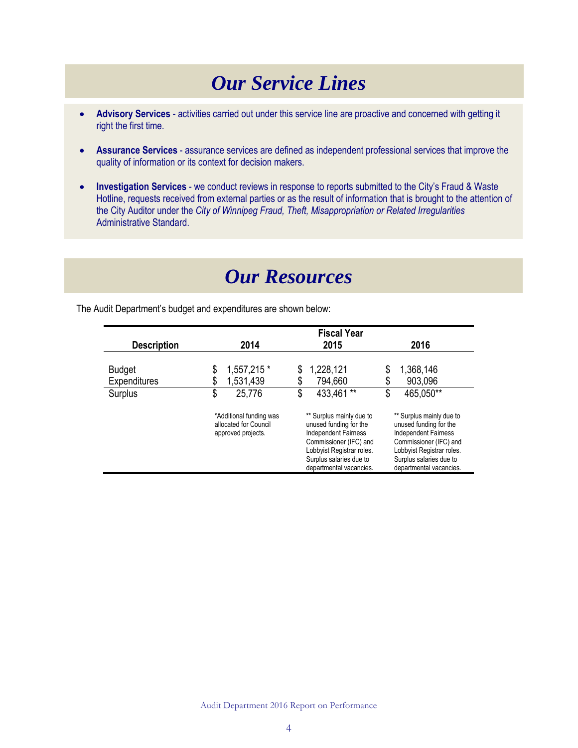# Our Service Lines

- **Advisory Services** - activities carried out under this service line are proactive and concerned with getting it right the first time.

- **Assurance Services** - assurance services are defined as independent professional services that improve the quality of information or its context for decision makers.

- **Investigation Services** - we conduct reviews in response to reports submitted to the City's Fraud & Waste Hotline, requests received from external parties or as the result of information that is brought to the attention of the City Auditor under the *City of Winnipeg Fraud, Theft, Misappropriation or Related Irregularities* Administrative Standard.

# Our Resources

The Audit Department's budget and expenditures are shown below:

| Description | Fiscal Year 2014 | Fiscal Year 2015 | Fiscal Year 2016 |
|---|---|---|---|
| Budget | $ 1,557,215 * | $ 1,228,121 | $ 1,368,146 |
| Expenditures | $ 1,531,439 | $ 794,660 | $ 903,096 |
| Surplus | $ 25,776 | $ 433,461 ** | $ 465,050** |
| | *Additional funding was allocated for Council approved projects. | ** Surplus mainly due to unused funding for the Independent Fairness Commissioner (IFC) and Lobbyist Registrar roles. Surplus salaries due to departmental vacancies. | ** Surplus mainly due to unused funding for the Independent Fairness Commissioner (IFC) and Lobbyist Registrar roles. Surplus salaries due to departmental vacancies. |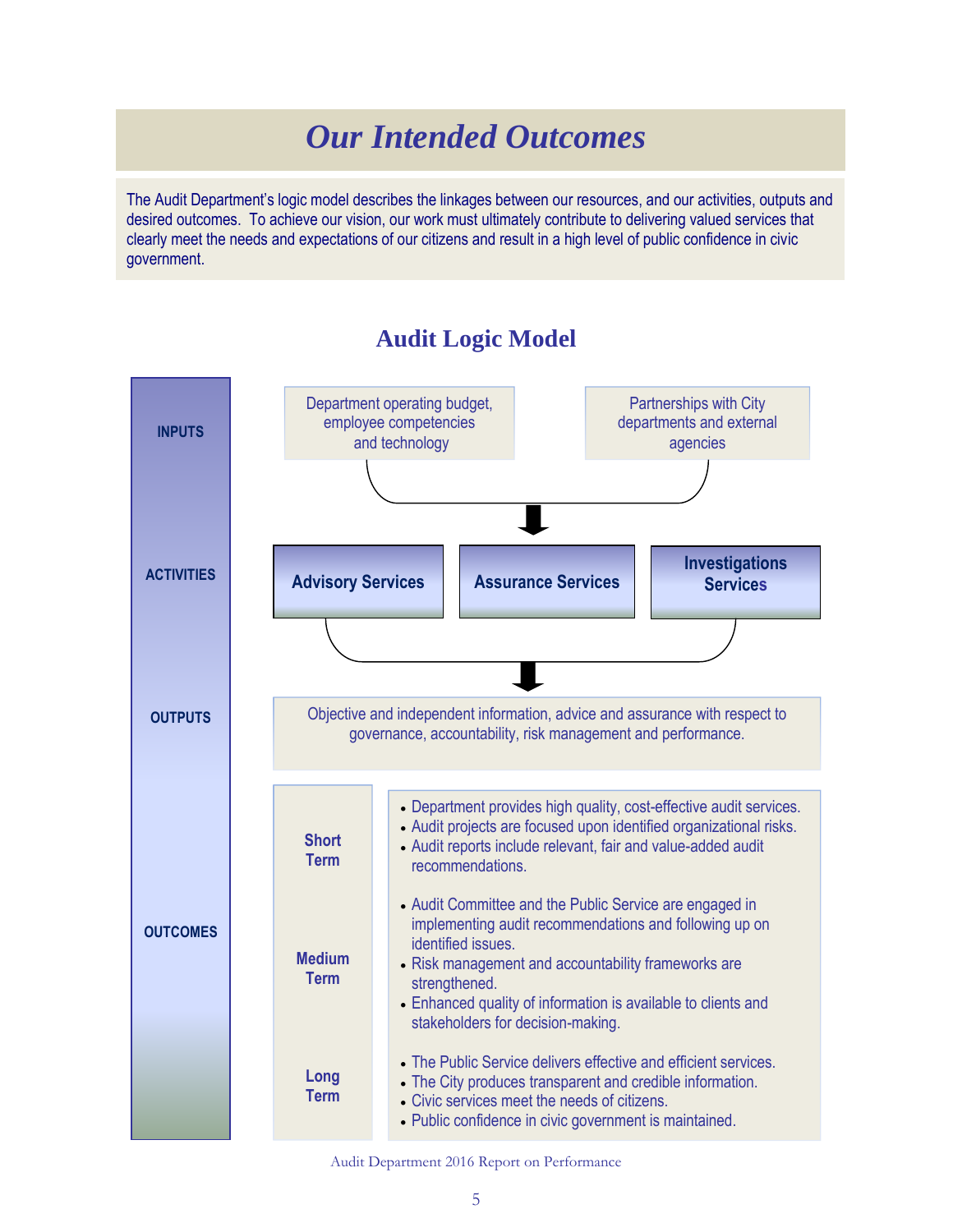# *Our Intended Outcomes*

The Audit Department's logic model describes the linkages between our resources, and our activities, outputs and desired outcomes. To achieve our vision, our work must ultimately contribute to delivering valued services that clearly meet the needs and expectations of our citizens and result in a high level of public confidence in civic government.

## Audit Logic Model

**INPUTS**

- Department operating budget, employee competencies and technology
- Partnerships with City departments and external agencies

**ACTIVITIES**

- **Advisory Services**
- **Assurance Services**
- **Investigations Services**

**OUTPUTS**

Objective and independent information, advice and assurance with respect to governance, accountability, risk management and performance.

**OUTCOMES**

| | |
|---|---|
| **Short Term** | • Department provides high quality, cost-effective audit services.<br>• Audit projects are focused upon identified organizational risks.<br>• Audit reports include relevant, fair and value-added audit recommendations. |
| **Medium Term** | • Audit Committee and the Public Service are engaged in implementing audit recommendations and following up on identified issues.<br>• Risk management and accountability frameworks are strengthened.<br>• Enhanced quality of information is available to clients and stakeholders for decision-making. |
| **Long Term** | • The Public Service delivers effective and efficient services.<br>• The City produces transparent and credible information.<br>• Civic services meet the needs of citizens.<br>• Public confidence in civic government is maintained. |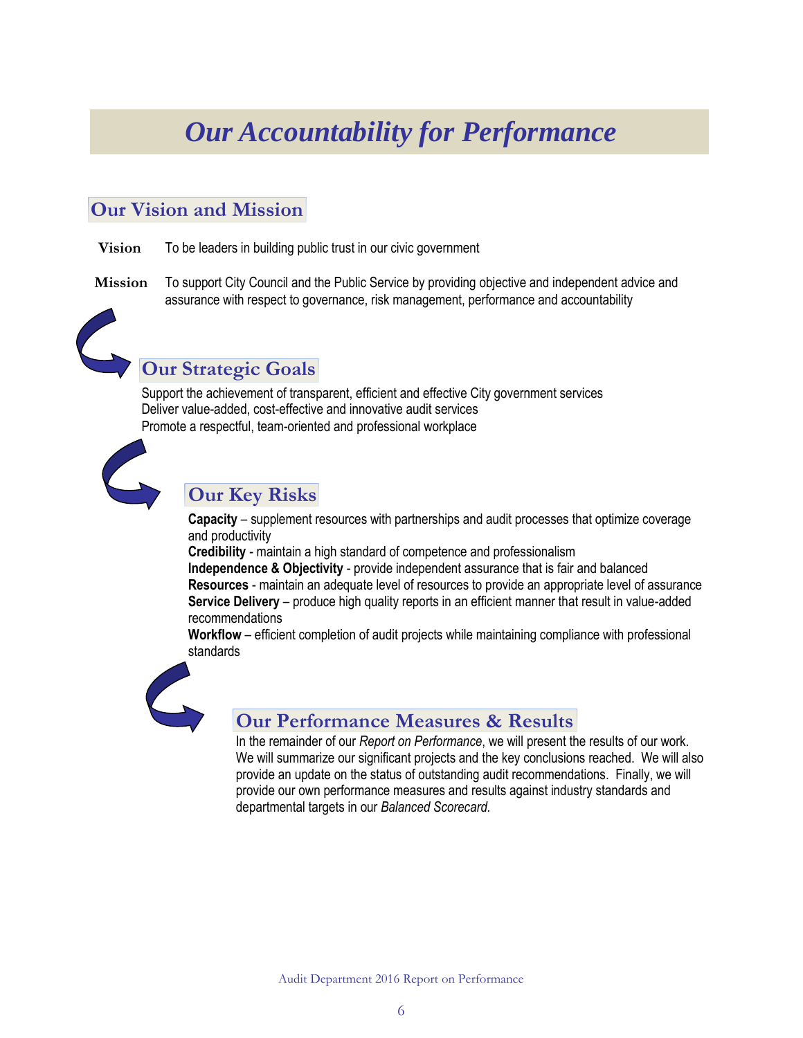# *Our Accountability for Performance*

## Our Vision and Mission

**Vision** To be leaders in building public trust in our civic government

**Mission** To support City Council and the Public Service by providing objective and independent advice and assurance with respect to governance, risk management, performance and accountability

## Our Strategic Goals

Support the achievement of transparent, efficient and effective City government services
Deliver value-added, cost-effective and innovative audit services
Promote a respectful, team-oriented and professional workplace

## Our Key Risks

**Capacity** – supplement resources with partnerships and audit processes that optimize coverage and productivity
**Credibility** - maintain a high standard of competence and professionalism
**Independence & Objectivity** - provide independent assurance that is fair and balanced
**Resources** - maintain an adequate level of resources to provide an appropriate level of assurance
**Service Delivery** – produce high quality reports in an efficient manner that result in value-added recommendations
**Workflow** – efficient completion of audit projects while maintaining compliance with professional standards

## Our Performance Measures & Results

In the remainder of our *Report on Performance*, we will present the results of our work. We will summarize our significant projects and the key conclusions reached. We will also provide an update on the status of outstanding audit recommendations. Finally, we will provide our own performance measures and results against industry standards and departmental targets in our *Balanced Scorecard.*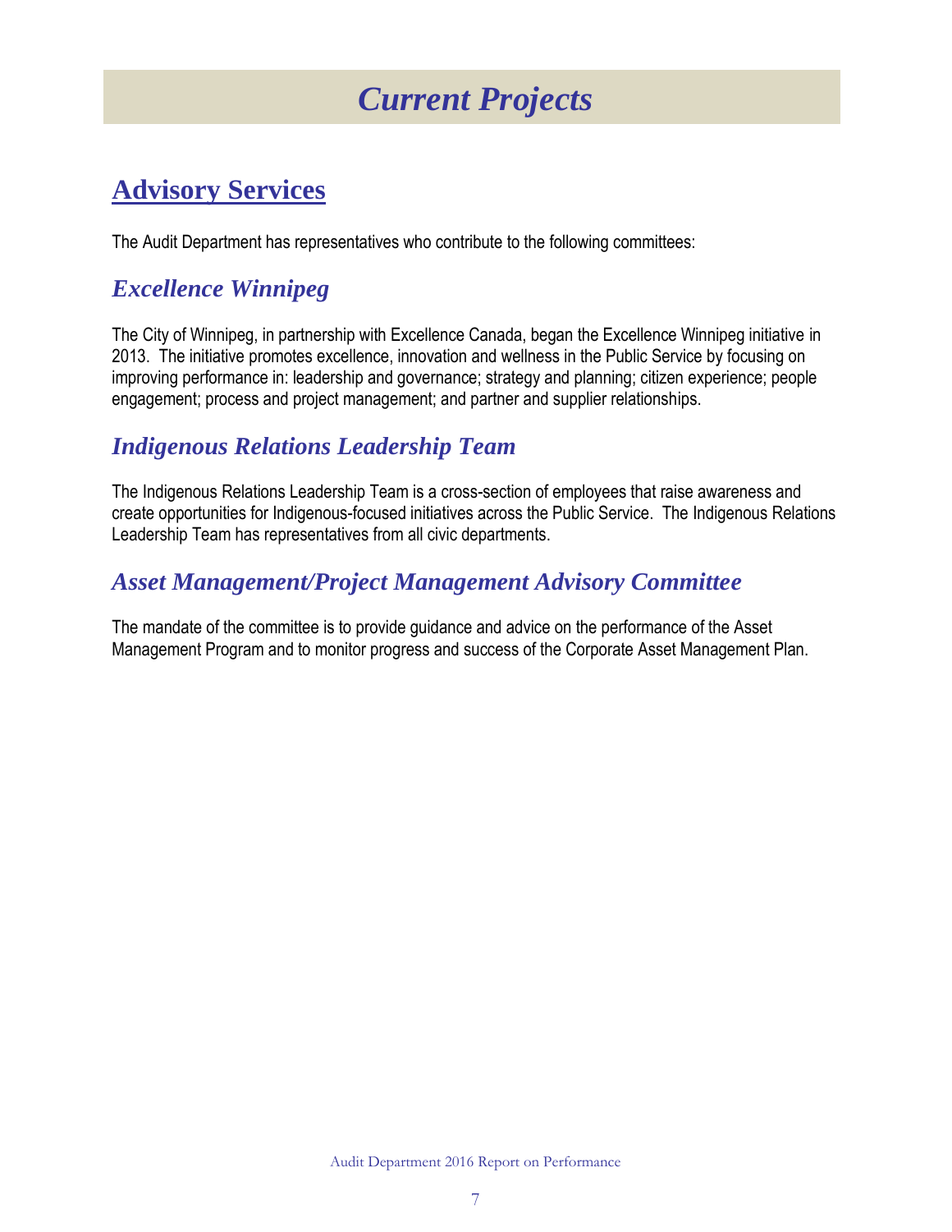# *Current Projects*

## Advisory Services

The Audit Department has representatives who contribute to the following committees:

### *Excellence Winnipeg*

The City of Winnipeg, in partnership with Excellence Canada, began the Excellence Winnipeg initiative in 2013. The initiative promotes excellence, innovation and wellness in the Public Service by focusing on improving performance in: leadership and governance; strategy and planning; citizen experience; people engagement; process and project management; and partner and supplier relationships.

### *Indigenous Relations Leadership Team*

The Indigenous Relations Leadership Team is a cross-section of employees that raise awareness and create opportunities for Indigenous-focused initiatives across the Public Service. The Indigenous Relations Leadership Team has representatives from all civic departments.

### *Asset Management/Project Management Advisory Committee*

The mandate of the committee is to provide guidance and advice on the performance of the Asset Management Program and to monitor progress and success of the Corporate Asset Management Plan.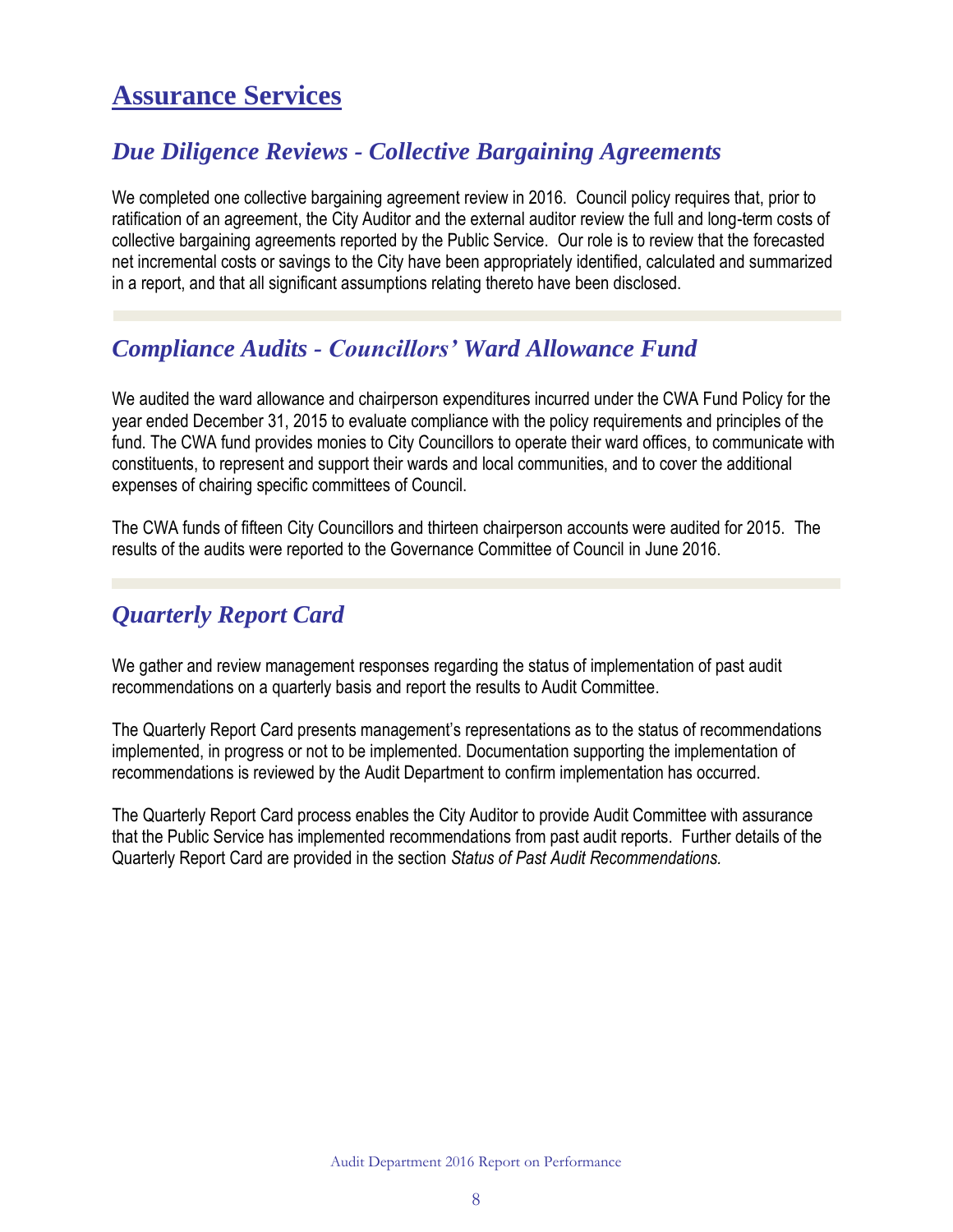# Assurance Services

## *Due Diligence Reviews - Collective Bargaining Agreements*

We completed one collective bargaining agreement review in 2016. Council policy requires that, prior to ratification of an agreement, the City Auditor and the external auditor review the full and long-term costs of collective bargaining agreements reported by the Public Service. Our role is to review that the forecasted net incremental costs or savings to the City have been appropriately identified, calculated and summarized in a report, and that all significant assumptions relating thereto have been disclosed.

## *Compliance Audits - Councillors' Ward Allowance Fund*

We audited the ward allowance and chairperson expenditures incurred under the CWA Fund Policy for the year ended December 31, 2015 to evaluate compliance with the policy requirements and principles of the fund. The CWA fund provides monies to City Councillors to operate their ward offices, to communicate with constituents, to represent and support their wards and local communities, and to cover the additional expenses of chairing specific committees of Council.

The CWA funds of fifteen City Councillors and thirteen chairperson accounts were audited for 2015. The results of the audits were reported to the Governance Committee of Council in June 2016.

## *Quarterly Report Card*

We gather and review management responses regarding the status of implementation of past audit recommendations on a quarterly basis and report the results to Audit Committee.

The Quarterly Report Card presents management's representations as to the status of recommendations implemented, in progress or not to be implemented. Documentation supporting the implementation of recommendations is reviewed by the Audit Department to confirm implementation has occurred.

The Quarterly Report Card process enables the City Auditor to provide Audit Committee with assurance that the Public Service has implemented recommendations from past audit reports. Further details of the Quarterly Report Card are provided in the section *Status of Past Audit Recommendations.*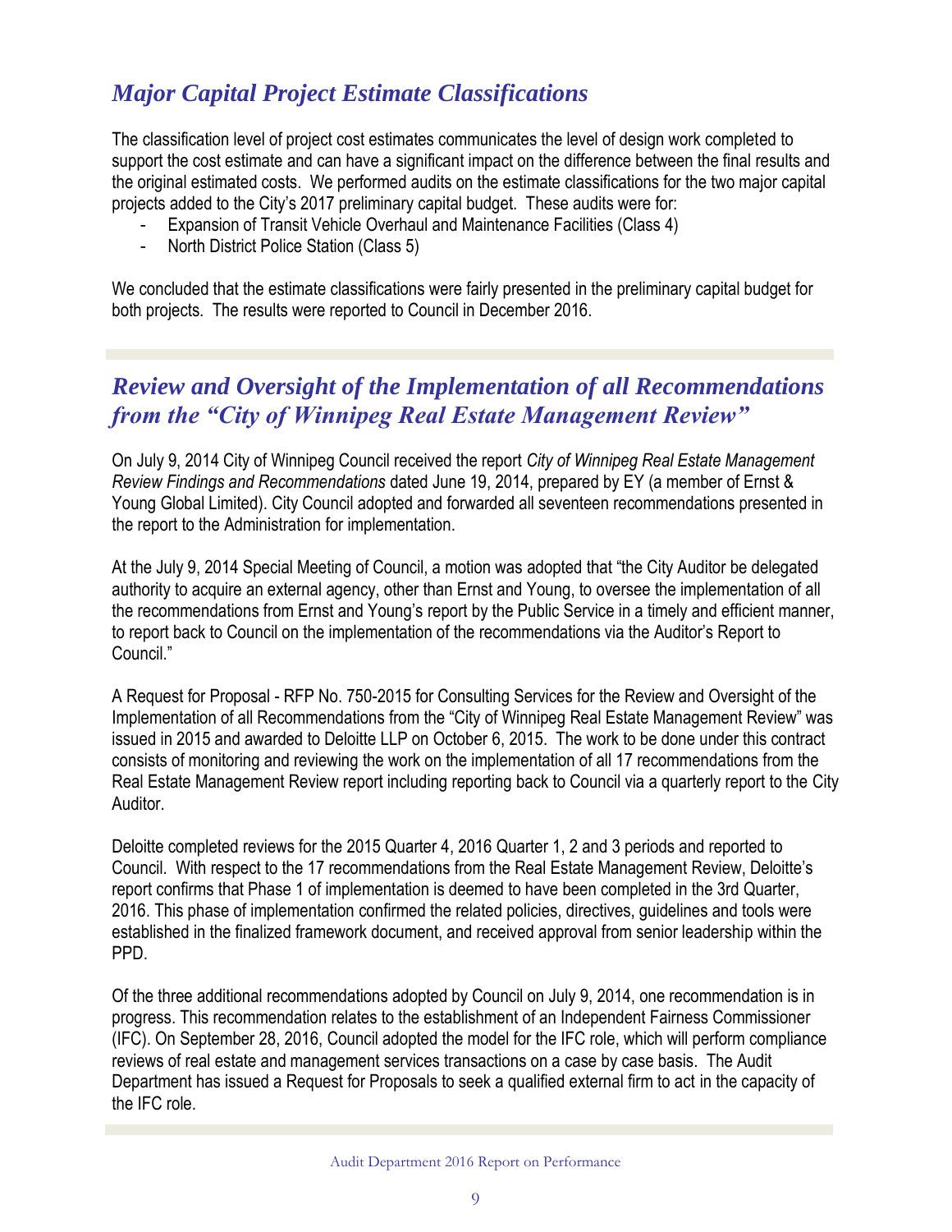## *Major Capital Project Estimate Classifications*

The classification level of project cost estimates communicates the level of design work completed to support the cost estimate and can have a significant impact on the difference between the final results and the original estimated costs. We performed audits on the estimate classifications for the two major capital projects added to the City's 2017 preliminary capital budget. These audits were for:

- Expansion of Transit Vehicle Overhaul and Maintenance Facilities (Class 4)
- North District Police Station (Class 5)

We concluded that the estimate classifications were fairly presented in the preliminary capital budget for both projects. The results were reported to Council in December 2016.

## *Review and Oversight of the Implementation of all Recommendations from the "City of Winnipeg Real Estate Management Review"*

On July 9, 2014 City of Winnipeg Council received the report *City of Winnipeg Real Estate Management Review Findings and Recommendations* dated June 19, 2014, prepared by EY (a member of Ernst & Young Global Limited). City Council adopted and forwarded all seventeen recommendations presented in the report to the Administration for implementation.

At the July 9, 2014 Special Meeting of Council, a motion was adopted that "the City Auditor be delegated authority to acquire an external agency, other than Ernst and Young, to oversee the implementation of all the recommendations from Ernst and Young's report by the Public Service in a timely and efficient manner, to report back to Council on the implementation of the recommendations via the Auditor's Report to Council."

A Request for Proposal - RFP No. 750-2015 for Consulting Services for the Review and Oversight of the Implementation of all Recommendations from the "City of Winnipeg Real Estate Management Review" was issued in 2015 and awarded to Deloitte LLP on October 6, 2015. The work to be done under this contract consists of monitoring and reviewing the work on the implementation of all 17 recommendations from the Real Estate Management Review report including reporting back to Council via a quarterly report to the City Auditor.

Deloitte completed reviews for the 2015 Quarter 4, 2016 Quarter 1, 2 and 3 periods and reported to Council. With respect to the 17 recommendations from the Real Estate Management Review, Deloitte's report confirms that Phase 1 of implementation is deemed to have been completed in the 3rd Quarter, 2016. This phase of implementation confirmed the related policies, directives, guidelines and tools were established in the finalized framework document, and received approval from senior leadership within the PPD.

Of the three additional recommendations adopted by Council on July 9, 2014, one recommendation is in progress. This recommendation relates to the establishment of an Independent Fairness Commissioner (IFC). On September 28, 2016, Council adopted the model for the IFC role, which will perform compliance reviews of real estate and management services transactions on a case by case basis. The Audit Department has issued a Request for Proposals to seek a qualified external firm to act in the capacity of the IFC role.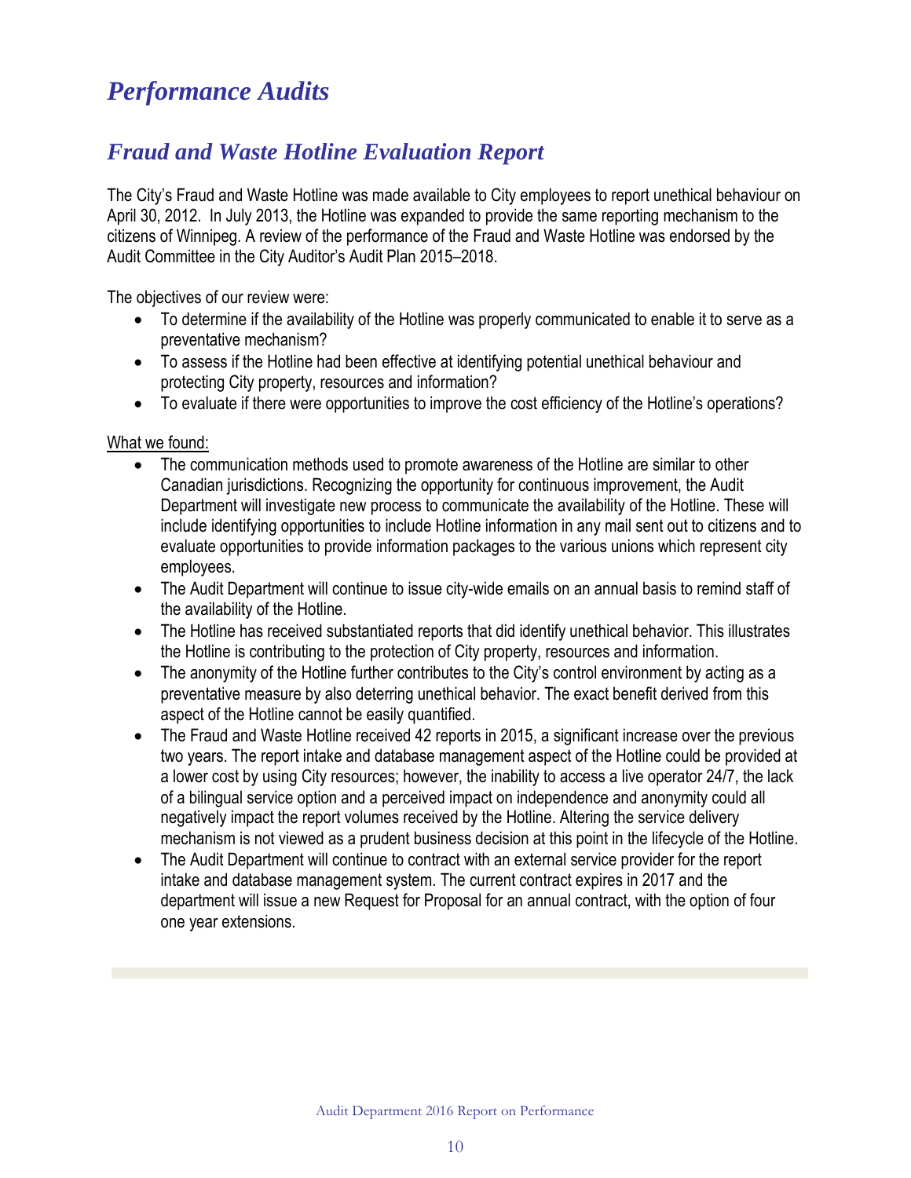# Performance Audits

## Fraud and Waste Hotline Evaluation Report

The City's Fraud and Waste Hotline was made available to City employees to report unethical behaviour on April 30, 2012. In July 2013, the Hotline was expanded to provide the same reporting mechanism to the citizens of Winnipeg. A review of the performance of the Fraud and Waste Hotline was endorsed by the Audit Committee in the City Auditor's Audit Plan 2015–2018.

The objectives of our review were:

- To determine if the availability of the Hotline was properly communicated to enable it to serve as a preventative mechanism?
- To assess if the Hotline had been effective at identifying potential unethical behaviour and protecting City property, resources and information?
- To evaluate if there were opportunities to improve the cost efficiency of the Hotline's operations?

What we found:

- The communication methods used to promote awareness of the Hotline are similar to other Canadian jurisdictions. Recognizing the opportunity for continuous improvement, the Audit Department will investigate new process to communicate the availability of the Hotline. These will include identifying opportunities to include Hotline information in any mail sent out to citizens and to evaluate opportunities to provide information packages to the various unions which represent city employees.
- The Audit Department will continue to issue city-wide emails on an annual basis to remind staff of the availability of the Hotline.
- The Hotline has received substantiated reports that did identify unethical behavior. This illustrates the Hotline is contributing to the protection of City property, resources and information.
- The anonymity of the Hotline further contributes to the City's control environment by acting as a preventative measure by also deterring unethical behavior. The exact benefit derived from this aspect of the Hotline cannot be easily quantified.
- The Fraud and Waste Hotline received 42 reports in 2015, a significant increase over the previous two years. The report intake and database management aspect of the Hotline could be provided at a lower cost by using City resources; however, the inability to access a live operator 24/7, the lack of a bilingual service option and a perceived impact on independence and anonymity could all negatively impact the report volumes received by the Hotline. Altering the service delivery mechanism is not viewed as a prudent business decision at this point in the lifecycle of the Hotline.
- The Audit Department will continue to contract with an external service provider for the report intake and database management system. The current contract expires in 2017 and the department will issue a new Request for Proposal for an annual contract, with the option of four one year extensions.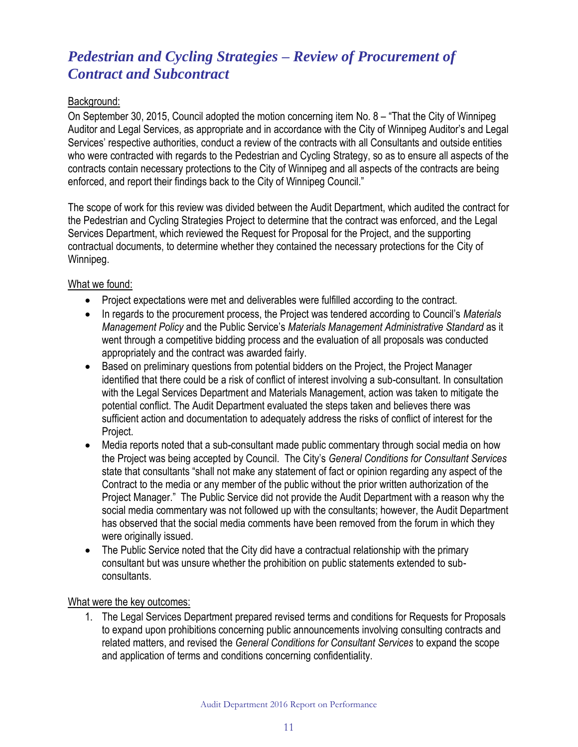## *Pedestrian and Cycling Strategies – Review of Procurement of Contract and Subcontract*

Background:

On September 30, 2015, Council adopted the motion concerning item No. 8 – "That the City of Winnipeg Auditor and Legal Services, as appropriate and in accordance with the City of Winnipeg Auditor's and Legal Services' respective authorities, conduct a review of the contracts with all Consultants and outside entities who were contracted with regards to the Pedestrian and Cycling Strategy, so as to ensure all aspects of the contracts contain necessary protections to the City of Winnipeg and all aspects of the contracts are being enforced, and report their findings back to the City of Winnipeg Council."

The scope of work for this review was divided between the Audit Department, which audited the contract for the Pedestrian and Cycling Strategies Project to determine that the contract was enforced, and the Legal Services Department, which reviewed the Request for Proposal for the Project, and the supporting contractual documents, to determine whether they contained the necessary protections for the City of Winnipeg.

What we found:

- Project expectations were met and deliverables were fulfilled according to the contract.
- In regards to the procurement process, the Project was tendered according to Council's *Materials Management Policy* and the Public Service's *Materials Management Administrative Standard* as it went through a competitive bidding process and the evaluation of all proposals was conducted appropriately and the contract was awarded fairly.
- Based on preliminary questions from potential bidders on the Project, the Project Manager identified that there could be a risk of conflict of interest involving a sub-consultant. In consultation with the Legal Services Department and Materials Management, action was taken to mitigate the potential conflict. The Audit Department evaluated the steps taken and believes there was sufficient action and documentation to adequately address the risks of conflict of interest for the Project.
- Media reports noted that a sub-consultant made public commentary through social media on how the Project was being accepted by Council. The City's *General Conditions for Consultant Services* state that consultants "shall not make any statement of fact or opinion regarding any aspect of the Contract to the media or any member of the public without the prior written authorization of the Project Manager." The Public Service did not provide the Audit Department with a reason why the social media commentary was not followed up with the consultants; however, the Audit Department has observed that the social media comments have been removed from the forum in which they were originally issued.
- The Public Service noted that the City did have a contractual relationship with the primary consultant but was unsure whether the prohibition on public statements extended to sub-consultants.

What were the key outcomes:

1. The Legal Services Department prepared revised terms and conditions for Requests for Proposals to expand upon prohibitions concerning public announcements involving consulting contracts and related matters, and revised the *General Conditions for Consultant Services* to expand the scope and application of terms and conditions concerning confidentiality.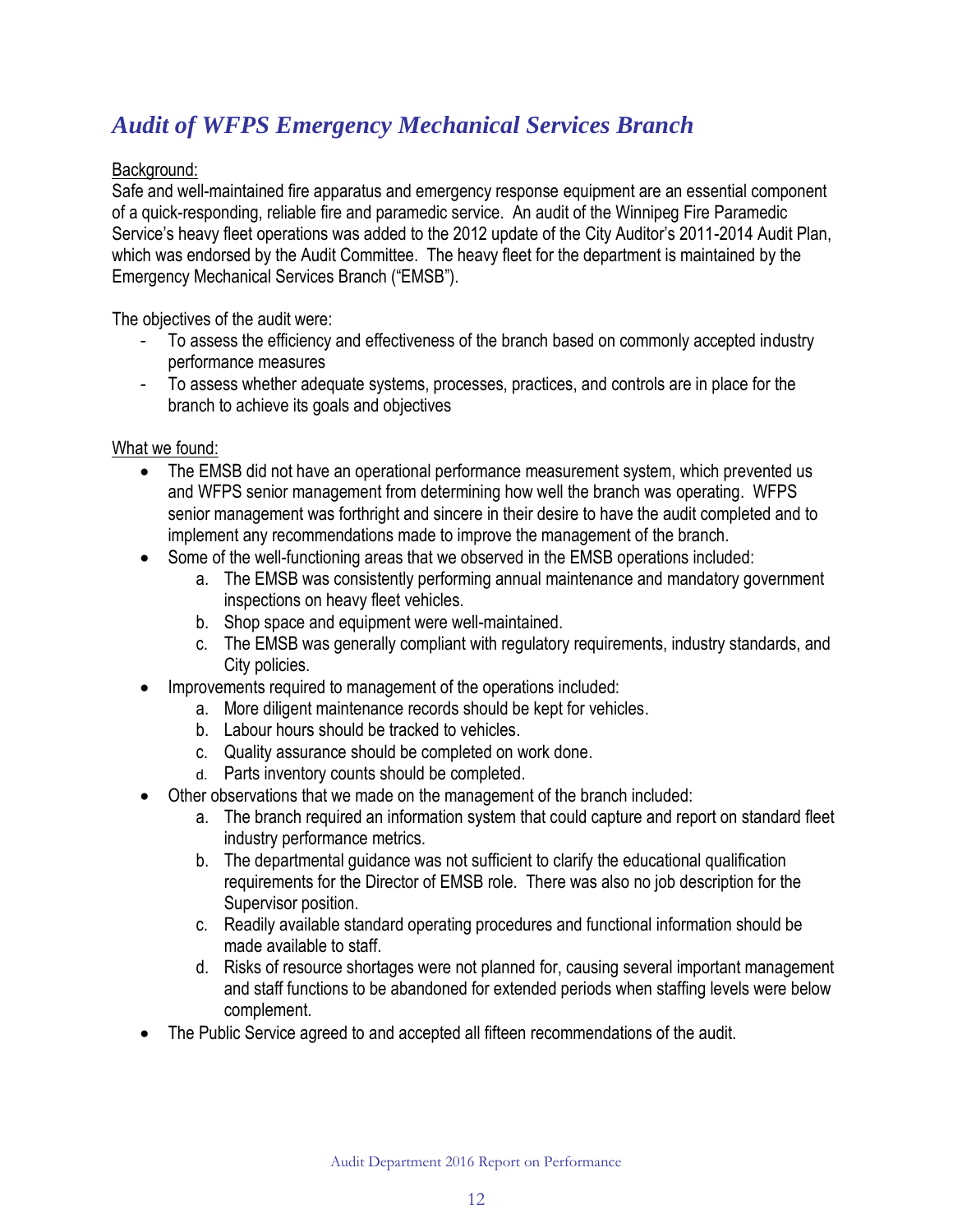## *Audit of WFPS Emergency Mechanical Services Branch*

Background:

Safe and well-maintained fire apparatus and emergency response equipment are an essential component of a quick-responding, reliable fire and paramedic service. An audit of the Winnipeg Fire Paramedic Service's heavy fleet operations was added to the 2012 update of the City Auditor's 2011-2014 Audit Plan, which was endorsed by the Audit Committee. The heavy fleet for the department is maintained by the Emergency Mechanical Services Branch ("EMSB").

The objectives of the audit were:

- To assess the efficiency and effectiveness of the branch based on commonly accepted industry performance measures
- To assess whether adequate systems, processes, practices, and controls are in place for the branch to achieve its goals and objectives

What we found:

- The EMSB did not have an operational performance measurement system, which prevented us and WFPS senior management from determining how well the branch was operating. WFPS senior management was forthright and sincere in their desire to have the audit completed and to implement any recommendations made to improve the management of the branch.
- Some of the well-functioning areas that we observed in the EMSB operations included:
    a. The EMSB was consistently performing annual maintenance and mandatory government inspections on heavy fleet vehicles.
    b. Shop space and equipment were well-maintained.
    c. The EMSB was generally compliant with regulatory requirements, industry standards, and City policies.
- Improvements required to management of the operations included:
    a. More diligent maintenance records should be kept for vehicles.
    b. Labour hours should be tracked to vehicles.
    c. Quality assurance should be completed on work done.
    d. Parts inventory counts should be completed.
- Other observations that we made on the management of the branch included:
    a. The branch required an information system that could capture and report on standard fleet industry performance metrics.
    b. The departmental guidance was not sufficient to clarify the educational qualification requirements for the Director of EMSB role. There was also no job description for the Supervisor position.
    c. Readily available standard operating procedures and functional information should be made available to staff.
    d. Risks of resource shortages were not planned for, causing several important management and staff functions to be abandoned for extended periods when staffing levels were below complement.
- The Public Service agreed to and accepted all fifteen recommendations of the audit.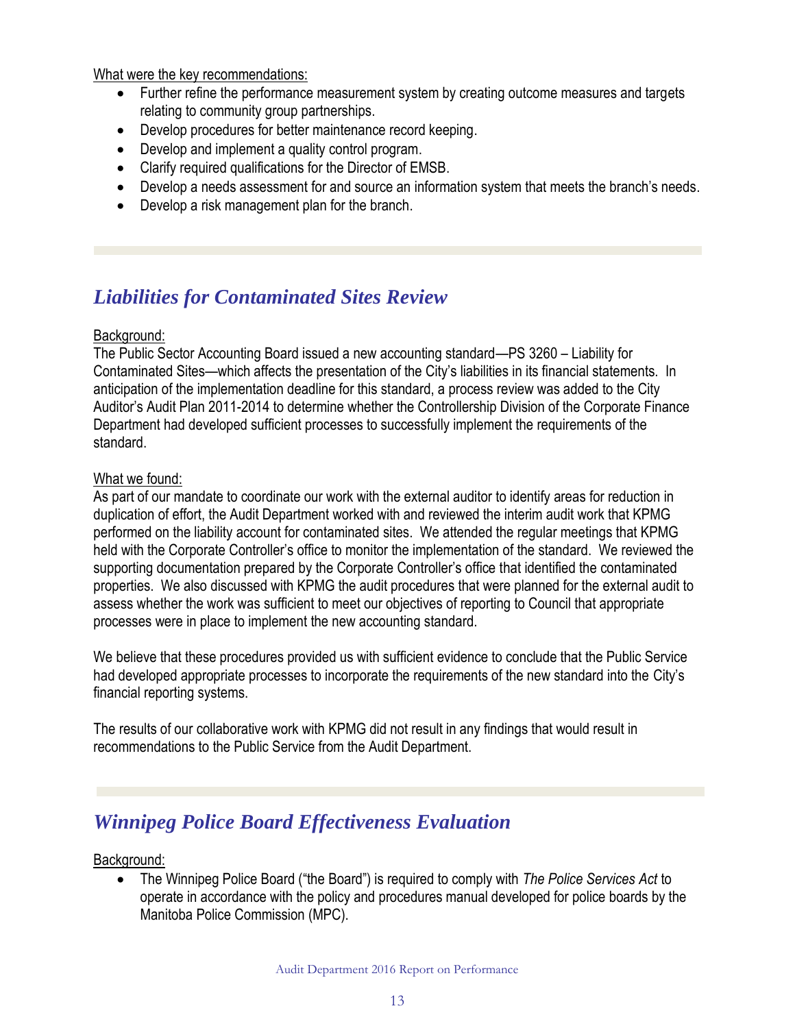What were the key recommendations:

- Further refine the performance measurement system by creating outcome measures and targets relating to community group partnerships.
- Develop procedures for better maintenance record keeping.
- Develop and implement a quality control program.
- Clarify required qualifications for the Director of EMSB.
- Develop a needs assessment for and source an information system that meets the branch's needs.
- Develop a risk management plan for the branch.

## *Liabilities for Contaminated Sites Review*

Background:
The Public Sector Accounting Board issued a new accounting standard—PS 3260 – Liability for Contaminated Sites—which affects the presentation of the City's liabilities in its financial statements. In anticipation of the implementation deadline for this standard, a process review was added to the City Auditor's Audit Plan 2011-2014 to determine whether the Controllership Division of the Corporate Finance Department had developed sufficient processes to successfully implement the requirements of the standard.

What we found:
As part of our mandate to coordinate our work with the external auditor to identify areas for reduction in duplication of effort, the Audit Department worked with and reviewed the interim audit work that KPMG performed on the liability account for contaminated sites. We attended the regular meetings that KPMG held with the Corporate Controller's office to monitor the implementation of the standard. We reviewed the supporting documentation prepared by the Corporate Controller's office that identified the contaminated properties. We also discussed with KPMG the audit procedures that were planned for the external audit to assess whether the work was sufficient to meet our objectives of reporting to Council that appropriate processes were in place to implement the new accounting standard.

We believe that these procedures provided us with sufficient evidence to conclude that the Public Service had developed appropriate processes to incorporate the requirements of the new standard into the City's financial reporting systems.

The results of our collaborative work with KPMG did not result in any findings that would result in recommendations to the Public Service from the Audit Department.

## *Winnipeg Police Board Effectiveness Evaluation*

Background:

- The Winnipeg Police Board ("the Board") is required to comply with *The Police Services Act* to operate in accordance with the policy and procedures manual developed for police boards by the Manitoba Police Commission (MPC).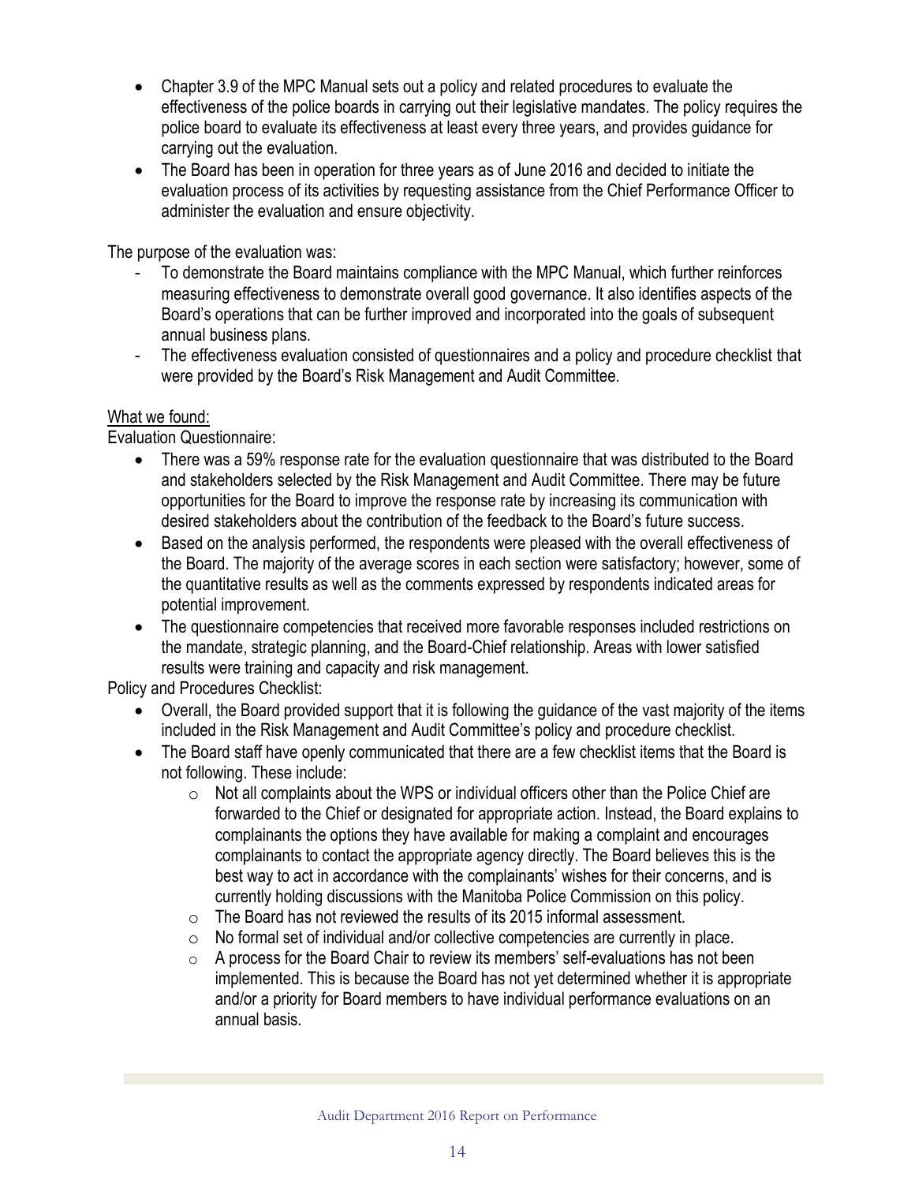- Chapter 3.9 of the MPC Manual sets out a policy and related procedures to evaluate the effectiveness of the police boards in carrying out their legislative mandates. The policy requires the police board to evaluate its effectiveness at least every three years, and provides guidance for carrying out the evaluation.
- The Board has been in operation for three years as of June 2016 and decided to initiate the evaluation process of its activities by requesting assistance from the Chief Performance Officer to administer the evaluation and ensure objectivity.

The purpose of the evaluation was:

- To demonstrate the Board maintains compliance with the MPC Manual, which further reinforces measuring effectiveness to demonstrate overall good governance. It also identifies aspects of the Board's operations that can be further improved and incorporated into the goals of subsequent annual business plans.
- The effectiveness evaluation consisted of questionnaires and a policy and procedure checklist that were provided by the Board's Risk Management and Audit Committee.

<u>What we found:</u>

Evaluation Questionnaire:

- There was a 59% response rate for the evaluation questionnaire that was distributed to the Board and stakeholders selected by the Risk Management and Audit Committee. There may be future opportunities for the Board to improve the response rate by increasing its communication with desired stakeholders about the contribution of the feedback to the Board's future success.
- Based on the analysis performed, the respondents were pleased with the overall effectiveness of the Board. The majority of the average scores in each section were satisfactory; however, some of the quantitative results as well as the comments expressed by respondents indicated areas for potential improvement.
- The questionnaire competencies that received more favorable responses included restrictions on the mandate, strategic planning, and the Board-Chief relationship. Areas with lower satisfied results were training and capacity and risk management.

Policy and Procedures Checklist:

- Overall, the Board provided support that it is following the guidance of the vast majority of the items included in the Risk Management and Audit Committee's policy and procedure checklist.
- The Board staff have openly communicated that there are a few checklist items that the Board is not following. These include:
  - Not all complaints about the WPS or individual officers other than the Police Chief are forwarded to the Chief or designated for appropriate action. Instead, the Board explains to complainants the options they have available for making a complaint and encourages complainants to contact the appropriate agency directly. The Board believes this is the best way to act in accordance with the complainants' wishes for their concerns, and is currently holding discussions with the Manitoba Police Commission on this policy.
  - The Board has not reviewed the results of its 2015 informal assessment.
  - No formal set of individual and/or collective competencies are currently in place.
  - A process for the Board Chair to review its members' self-evaluations has not been implemented. This is because the Board has not yet determined whether it is appropriate and/or a priority for Board members to have individual performance evaluations on an annual basis.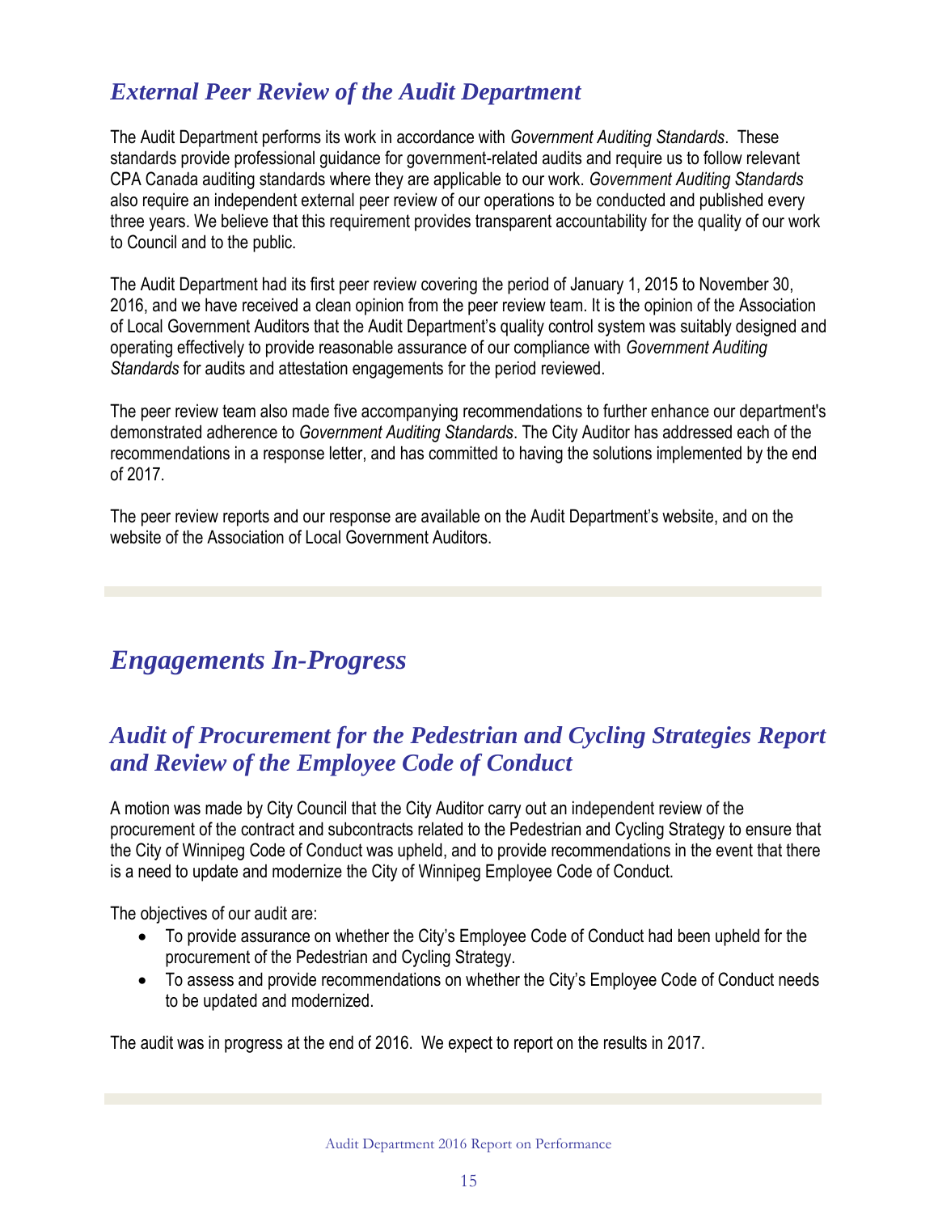## *External Peer Review of the Audit Department*

The Audit Department performs its work in accordance with *Government Auditing Standards*. These standards provide professional guidance for government-related audits and require us to follow relevant CPA Canada auditing standards where they are applicable to our work. *Government Auditing Standards* also require an independent external peer review of our operations to be conducted and published every three years. We believe that this requirement provides transparent accountability for the quality of our work to Council and to the public.

The Audit Department had its first peer review covering the period of January 1, 2015 to November 30, 2016, and we have received a clean opinion from the peer review team. It is the opinion of the Association of Local Government Auditors that the Audit Department's quality control system was suitably designed and operating effectively to provide reasonable assurance of our compliance with *Government Auditing Standards* for audits and attestation engagements for the period reviewed.

The peer review team also made five accompanying recommendations to further enhance our department's demonstrated adherence to *Government Auditing Standards*. The City Auditor has addressed each of the recommendations in a response letter, and has committed to having the solutions implemented by the end of 2017.

The peer review reports and our response are available on the Audit Department's website, and on the website of the Association of Local Government Auditors.

# *Engagements In-Progress*

## *Audit of Procurement for the Pedestrian and Cycling Strategies Report and Review of the Employee Code of Conduct*

A motion was made by City Council that the City Auditor carry out an independent review of the procurement of the contract and subcontracts related to the Pedestrian and Cycling Strategy to ensure that the City of Winnipeg Code of Conduct was upheld, and to provide recommendations in the event that there is a need to update and modernize the City of Winnipeg Employee Code of Conduct.

The objectives of our audit are:

- To provide assurance on whether the City's Employee Code of Conduct had been upheld for the procurement of the Pedestrian and Cycling Strategy.
- To assess and provide recommendations on whether the City's Employee Code of Conduct needs to be updated and modernized.

The audit was in progress at the end of 2016. We expect to report on the results in 2017.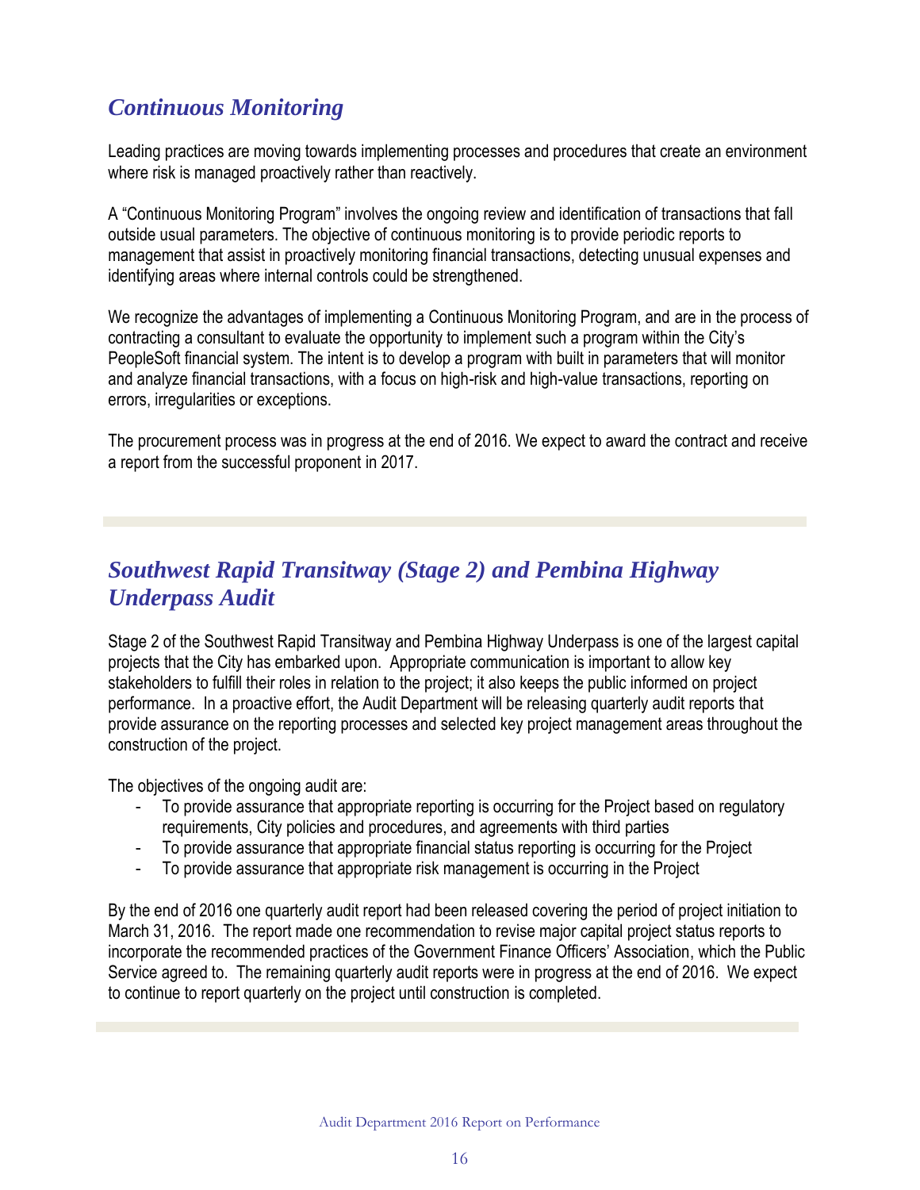## *Continuous Monitoring*

Leading practices are moving towards implementing processes and procedures that create an environment where risk is managed proactively rather than reactively.

A "Continuous Monitoring Program" involves the ongoing review and identification of transactions that fall outside usual parameters. The objective of continuous monitoring is to provide periodic reports to management that assist in proactively monitoring financial transactions, detecting unusual expenses and identifying areas where internal controls could be strengthened.

We recognize the advantages of implementing a Continuous Monitoring Program, and are in the process of contracting a consultant to evaluate the opportunity to implement such a program within the City's PeopleSoft financial system. The intent is to develop a program with built in parameters that will monitor and analyze financial transactions, with a focus on high-risk and high-value transactions, reporting on errors, irregularities or exceptions.

The procurement process was in progress at the end of 2016. We expect to award the contract and receive a report from the successful proponent in 2017.

## *Southwest Rapid Transitway (Stage 2) and Pembina Highway Underpass Audit*

Stage 2 of the Southwest Rapid Transitway and Pembina Highway Underpass is one of the largest capital projects that the City has embarked upon. Appropriate communication is important to allow key stakeholders to fulfill their roles in relation to the project; it also keeps the public informed on project performance. In a proactive effort, the Audit Department will be releasing quarterly audit reports that provide assurance on the reporting processes and selected key project management areas throughout the construction of the project.

The objectives of the ongoing audit are:

- To provide assurance that appropriate reporting is occurring for the Project based on regulatory requirements, City policies and procedures, and agreements with third parties
- To provide assurance that appropriate financial status reporting is occurring for the Project
- To provide assurance that appropriate risk management is occurring in the Project

By the end of 2016 one quarterly audit report had been released covering the period of project initiation to March 31, 2016. The report made one recommendation to revise major capital project status reports to incorporate the recommended practices of the Government Finance Officers' Association, which the Public Service agreed to. The remaining quarterly audit reports were in progress at the end of 2016. We expect to continue to report quarterly on the project until construction is completed.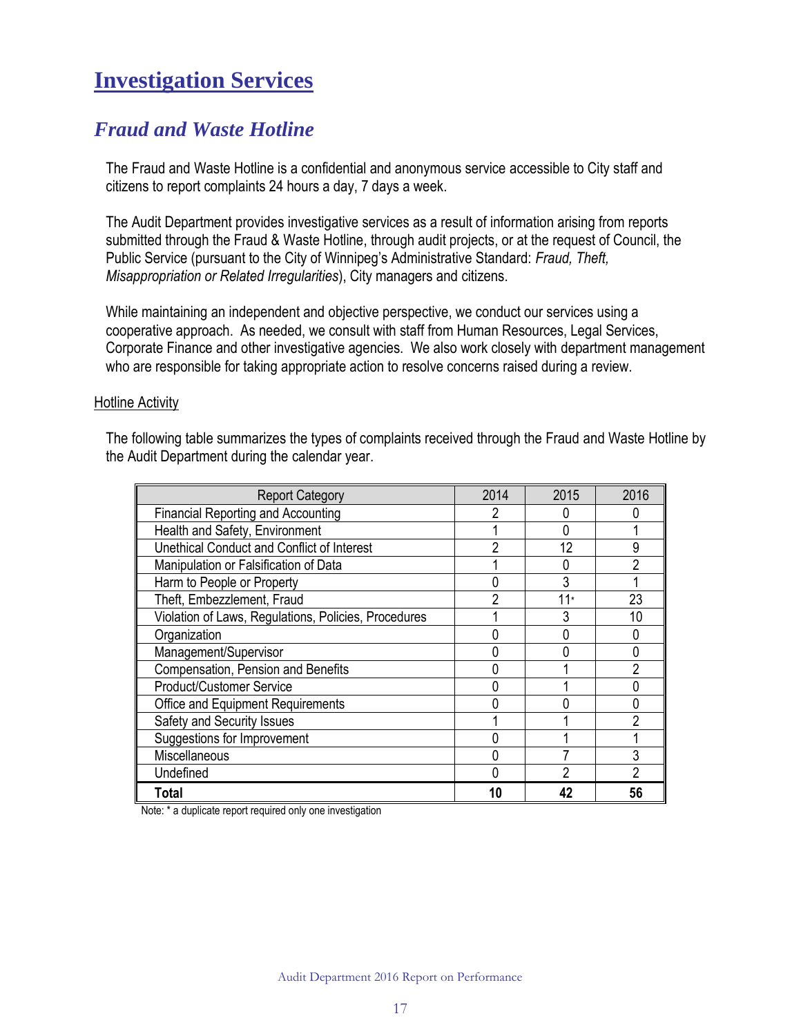# Investigation Services

## *Fraud and Waste Hotline*

The Fraud and Waste Hotline is a confidential and anonymous service accessible to City staff and citizens to report complaints 24 hours a day, 7 days a week.

The Audit Department provides investigative services as a result of information arising from reports submitted through the Fraud & Waste Hotline, through audit projects, or at the request of Council, the Public Service (pursuant to the City of Winnipeg's Administrative Standard: *Fraud, Theft, Misappropriation or Related Irregularities*), City managers and citizens.

While maintaining an independent and objective perspective, we conduct our services using a cooperative approach. As needed, we consult with staff from Human Resources, Legal Services, Corporate Finance and other investigative agencies. We also work closely with department management who are responsible for taking appropriate action to resolve concerns raised during a review.

Hotline Activity

The following table summarizes the types of complaints received through the Fraud and Waste Hotline by the Audit Department during the calendar year.

| Report Category | 2014 | 2015 | 2016 |
|---|---|---|---|
| Financial Reporting and Accounting | 2 | 0 | 0 |
| Health and Safety, Environment | 1 | 0 | 1 |
| Unethical Conduct and Conflict of Interest | 2 | 12 | 9 |
| Manipulation or Falsification of Data | 1 | 0 | 2 |
| Harm to People or Property | 0 | 3 | 1 |
| Theft, Embezzlement, Fraud | 2 | 11* | 23 |
| Violation of Laws, Regulations, Policies, Procedures | 1 | 3 | 10 |
| Organization | 0 | 0 | 0 |
| Management/Supervisor | 0 | 0 | 0 |
| Compensation, Pension and Benefits | 0 | 1 | 2 |
| Product/Customer Service | 0 | 1 | 0 |
| Office and Equipment Requirements | 0 | 0 | 0 |
| Safety and Security Issues | 1 | 1 | 2 |
| Suggestions for Improvement | 0 | 1 | 1 |
| Miscellaneous | 0 | 7 | 3 |
| Undefined | 0 | 2 | 2 |
| **Total** | **10** | **42** | **56** |

Note: * a duplicate report required only one investigation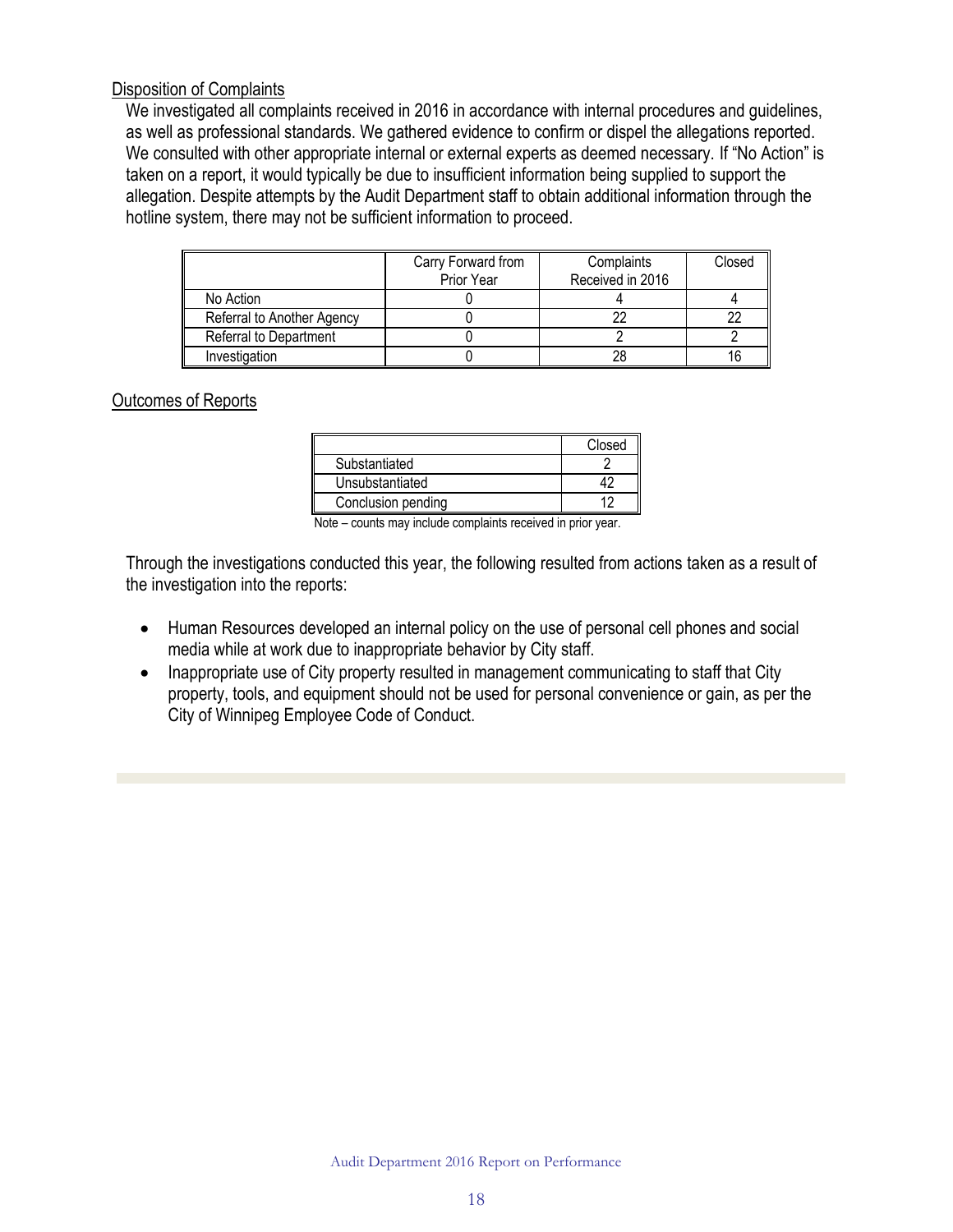Disposition of Complaints

We investigated all complaints received in 2016 in accordance with internal procedures and guidelines, as well as professional standards. We gathered evidence to confirm or dispel the allegations reported. We consulted with other appropriate internal or external experts as deemed necessary. If "No Action" is taken on a report, it would typically be due to insufficient information being supplied to support the allegation. Despite attempts by the Audit Department staff to obtain additional information through the hotline system, there may not be sufficient information to proceed.

| | Carry Forward from Prior Year | Complaints Received in 2016 | Closed |
|---|---|---|---|
| No Action | 0 | 4 | 4 |
| Referral to Another Agency | 0 | 22 | 22 |
| Referral to Department | 0 | 2 | 2 |
| Investigation | 0 | 28 | 16 |

Outcomes of Reports

| | Closed |
|---|---|
| Substantiated | 2 |
| Unsubstantiated | 42 |
| Conclusion pending | 12 |

Note – counts may include complaints received in prior year.

Through the investigations conducted this year, the following resulted from actions taken as a result of the investigation into the reports:

- Human Resources developed an internal policy on the use of personal cell phones and social media while at work due to inappropriate behavior by City staff.
- Inappropriate use of City property resulted in management communicating to staff that City property, tools, and equipment should not be used for personal convenience or gain, as per the City of Winnipeg Employee Code of Conduct.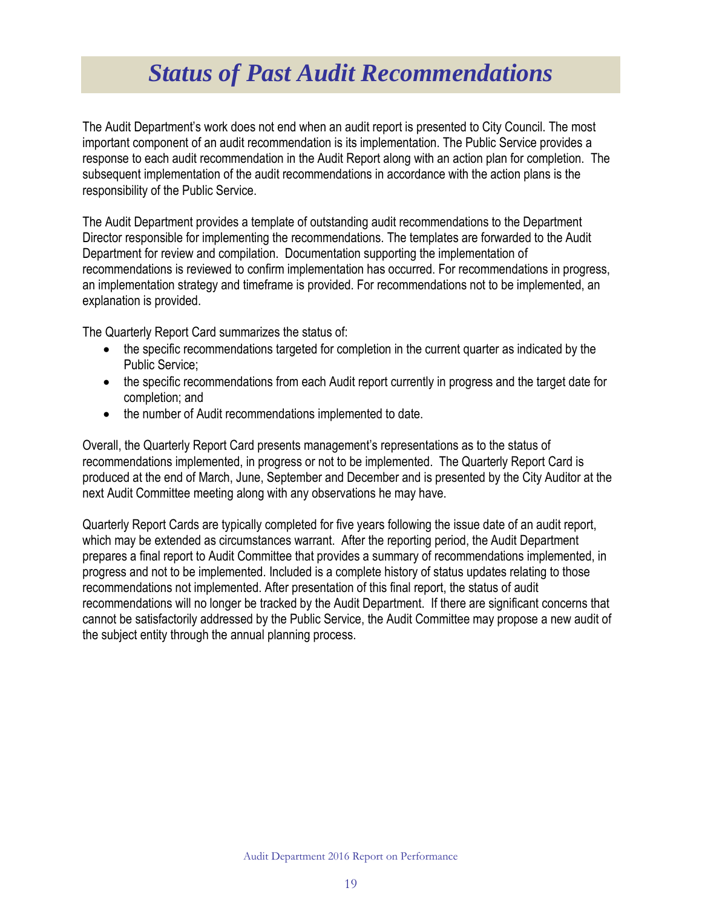# *Status of Past Audit Recommendations*

The Audit Department's work does not end when an audit report is presented to City Council. The most important component of an audit recommendation is its implementation. The Public Service provides a response to each audit recommendation in the Audit Report along with an action plan for completion. The subsequent implementation of the audit recommendations in accordance with the action plans is the responsibility of the Public Service.

The Audit Department provides a template of outstanding audit recommendations to the Department Director responsible for implementing the recommendations. The templates are forwarded to the Audit Department for review and compilation. Documentation supporting the implementation of recommendations is reviewed to confirm implementation has occurred. For recommendations in progress, an implementation strategy and timeframe is provided. For recommendations not to be implemented, an explanation is provided.

The Quarterly Report Card summarizes the status of:

- the specific recommendations targeted for completion in the current quarter as indicated by the Public Service;
- the specific recommendations from each Audit report currently in progress and the target date for completion; and
- the number of Audit recommendations implemented to date.

Overall, the Quarterly Report Card presents management's representations as to the status of recommendations implemented, in progress or not to be implemented. The Quarterly Report Card is produced at the end of March, June, September and December and is presented by the City Auditor at the next Audit Committee meeting along with any observations he may have.

Quarterly Report Cards are typically completed for five years following the issue date of an audit report, which may be extended as circumstances warrant. After the reporting period, the Audit Department prepares a final report to Audit Committee that provides a summary of recommendations implemented, in progress and not to be implemented. Included is a complete history of status updates relating to those recommendations not implemented. After presentation of this final report, the status of audit recommendations will no longer be tracked by the Audit Department. If there are significant concerns that cannot be satisfactorily addressed by the Public Service, the Audit Committee may propose a new audit of the subject entity through the annual planning process.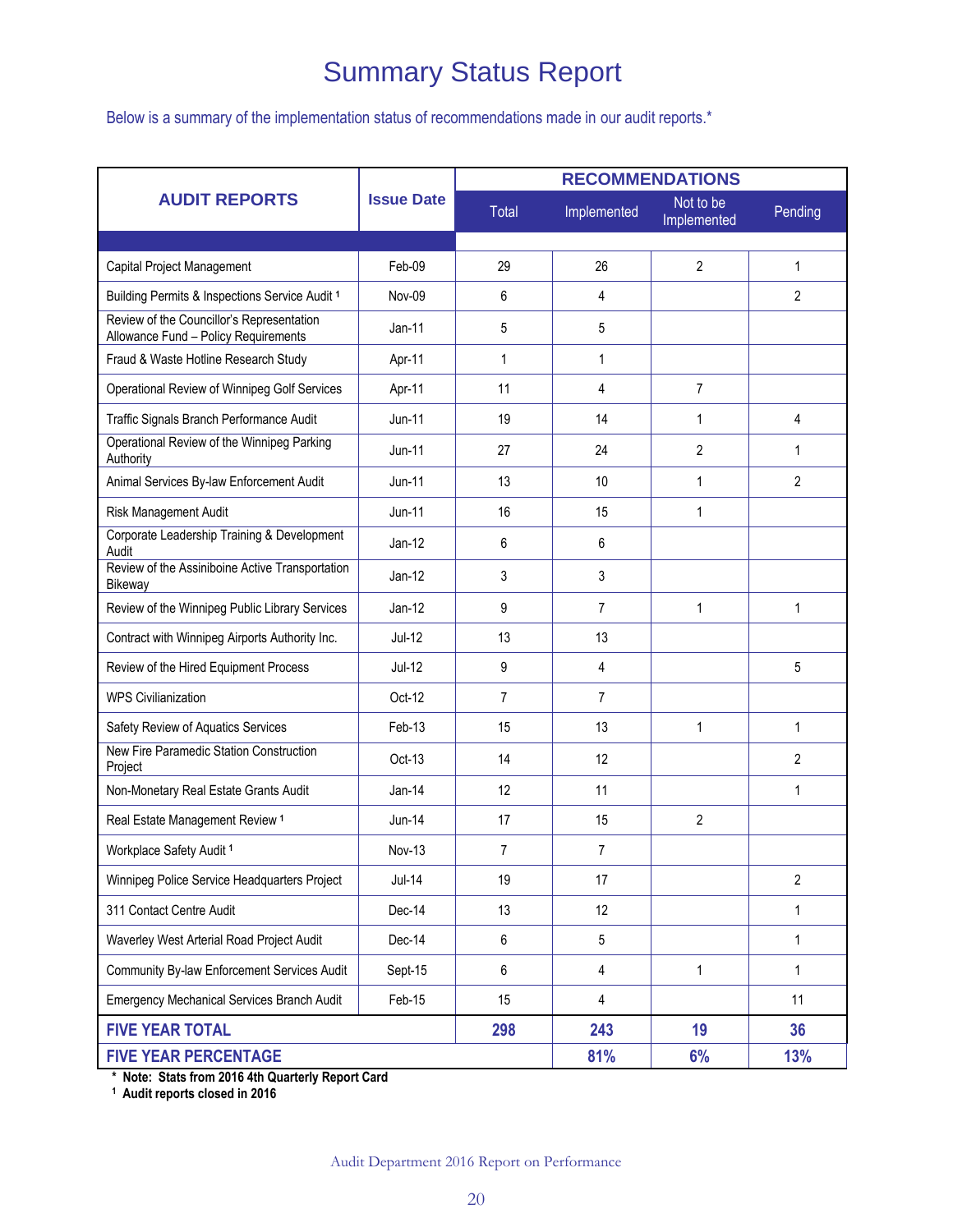# Summary Status Report

Below is a summary of the implementation status of recommendations made in our audit reports.*

| AUDIT REPORTS | Issue Date | RECOMMENDATIONS | | | |
|---|---|---|---|---|---|
| | | Total | Implemented | Not to be Implemented | Pending |
| Capital Project Management | Feb-09 | 29 | 26 | 2 | 1 |
| Building Permits & Inspections Service Audit [1] | Nov-09 | 6 | 4 | | 2 |
| Review of the Councillor's Representation Allowance Fund – Policy Requirements | Jan-11 | 5 | 5 | | |
| Fraud & Waste Hotline Research Study | Apr-11 | 1 | 1 | | |
| Operational Review of Winnipeg Golf Services | Apr-11 | 11 | 4 | 7 | |
| Traffic Signals Branch Performance Audit | Jun-11 | 19 | 14 | 1 | 4 |
| Operational Review of the Winnipeg Parking Authority | Jun-11 | 27 | 24 | 2 | 1 |
| Animal Services By-law Enforcement Audit | Jun-11 | 13 | 10 | 1 | 2 |
| Risk Management Audit | Jun-11 | 16 | 15 | 1 | |
| Corporate Leadership Training & Development Audit | Jan-12 | 6 | 6 | | |
| Review of the Assiniboine Active Transportation Bikeway | Jan-12 | 3 | 3 | | |
| Review of the Winnipeg Public Library Services | Jan-12 | 9 | 7 | 1 | 1 |
| Contract with Winnipeg Airports Authority Inc. | Jul-12 | 13 | 13 | | |
| Review of the Hired Equipment Process | Jul-12 | 9 | 4 | | 5 |
| WPS Civilianization | Oct-12 | 7 | 7 | | |
| Safety Review of Aquatics Services | Feb-13 | 15 | 13 | 1 | 1 |
| New Fire Paramedic Station Construction Project | Oct-13 | 14 | 12 | | 2 |
| Non-Monetary Real Estate Grants Audit | Jan-14 | 12 | 11 | | 1 |
| Real Estate Management Review [1] | Jun-14 | 17 | 15 | 2 | |
| Workplace Safety Audit [1] | Nov-13 | 7 | 7 | | |
| Winnipeg Police Service Headquarters Project | Jul-14 | 19 | 17 | | 2 |
| 311 Contact Centre Audit | Dec-14 | 13 | 12 | | 1 |
| Waverley West Arterial Road Project Audit | Dec-14 | 6 | 5 | | 1 |
| Community By-law Enforcement Services Audit | Sept-15 | 6 | 4 | 1 | 1 |
| Emergency Mechanical Services Branch Audit | Feb-15 | 15 | 4 | | 11 |
| **FIVE YEAR TOTAL** | | **298** | **243** | **19** | **36** |
| **FIVE YEAR PERCENTAGE** | | | **81%** | **6%** | **13%** |

**\* Note: Stats from 2016 4th Quarterly Report Card**

**[1] Audit reports closed in 2016**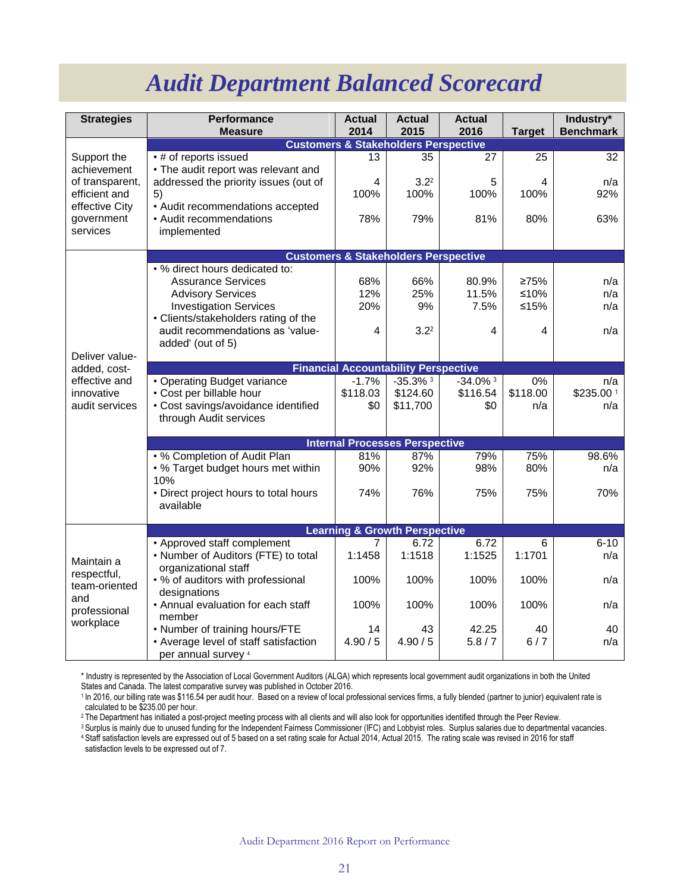# *Audit Department Balanced Scorecard*

| Strategies | Performance Measure | Actual 2014 | Actual 2015 | Actual 2016 | Target | Industry* Benchmark |
|---|---|---|---|---|---|---|
| | **Customers & Stakeholders Perspective** | | | | | |
| Support the achievement of transparent, efficient and effective City government services | • # of reports issued | 13 | 35 | 27 | 25 | 32 |
| | • The audit report was relevant and addressed the priority issues (out of 5) | 4 | 3.2[2] | 5 | 4 | n/a |
| | • Audit recommendations accepted | 100% | 100% | 100% | 100% | 92% |
| | • Audit recommendations implemented | 78% | 79% | 81% | 80% | 63% |
| | **Customers & Stakeholders Perspective** | | | | | |
| Deliver value-added, cost-effective and innovative audit services | • % direct hours dedicated to: | | | | | |
| | Assurance Services | 68% | 66% | 80.9% | ≥75% | n/a |
| | Advisory Services | 12% | 25% | 11.5% | ≤10% | n/a |
| | Investigation Services | 20% | 9% | 7.5% | ≤15% | n/a |
| | • Clients/stakeholders rating of the audit recommendations as 'value-added' (out of 5) | 4 | 3.2[2] | 4 | 4 | n/a |
| | **Financial Accountability Perspective** | | | | | |
| | • Operating Budget variance | -1.7% | -35.3% [3] | -34.0% [3] | 0% | n/a |
| | • Cost per billable hour | $118.03 | $124.60 | $116.54 | $118.00 | $235.00 [1] |
| | • Cost savings/avoidance identified through Audit services | $0 | $11,700 | $0 | n/a | n/a |
| | **Internal Processes Perspective** | | | | | |
| | • % Completion of Audit Plan | 81% | 87% | 79% | 75% | 98.6% |
| | • % Target budget hours met within 10% | 90% | 92% | 98% | 80% | n/a |
| | • Direct project hours to total hours available | 74% | 76% | 75% | 75% | 70% |
| | **Learning & Growth Perspective** | | | | | |
| Maintain a respectful, team-oriented and professional workplace | • Approved staff complement | 7 | 6.72 | 6.72 | 6 | 6-10 |
| | • Number of Auditors (FTE) to total organizational staff | 1:1458 | 1:1518 | 1:1525 | 1:1701 | n/a |
| | • % of auditors with professional designations | 100% | 100% | 100% | 100% | n/a |
| | • Annual evaluation for each staff member | 100% | 100% | 100% | 100% | n/a |
| | • Number of training hours/FTE | 14 | 43 | 42.25 | 40 | 40 |
| | • Average level of staff satisfaction per annual survey [4] | 4.90 / 5 | 4.90 / 5 | 5.8 / 7 | 6 / 7 | n/a |

\* Industry is represented by the Association of Local Government Auditors (ALGA) which represents local government audit organizations in both the United States and Canada. The latest comparative survey was published in October 2016.

[1] In 2016, our billing rate was $116.54 per audit hour. Based on a review of local professional services firms, a fully blended (partner to junior) equivalent rate is calculated to be $235.00 per hour.

[2] The Department has initiated a post-project meeting process with all clients and will also look for opportunities identified through the Peer Review.

[3] Surplus is mainly due to unused funding for the Independent Fairness Commissioner (IFC) and Lobbyist roles. Surplus salaries due to departmental vacancies.

[4] Staff satisfaction levels are expressed out of 5 based on a set rating scale for Actual 2014, Actual 2015. The rating scale was revised in 2016 for staff satisfaction levels to be expressed out of 7.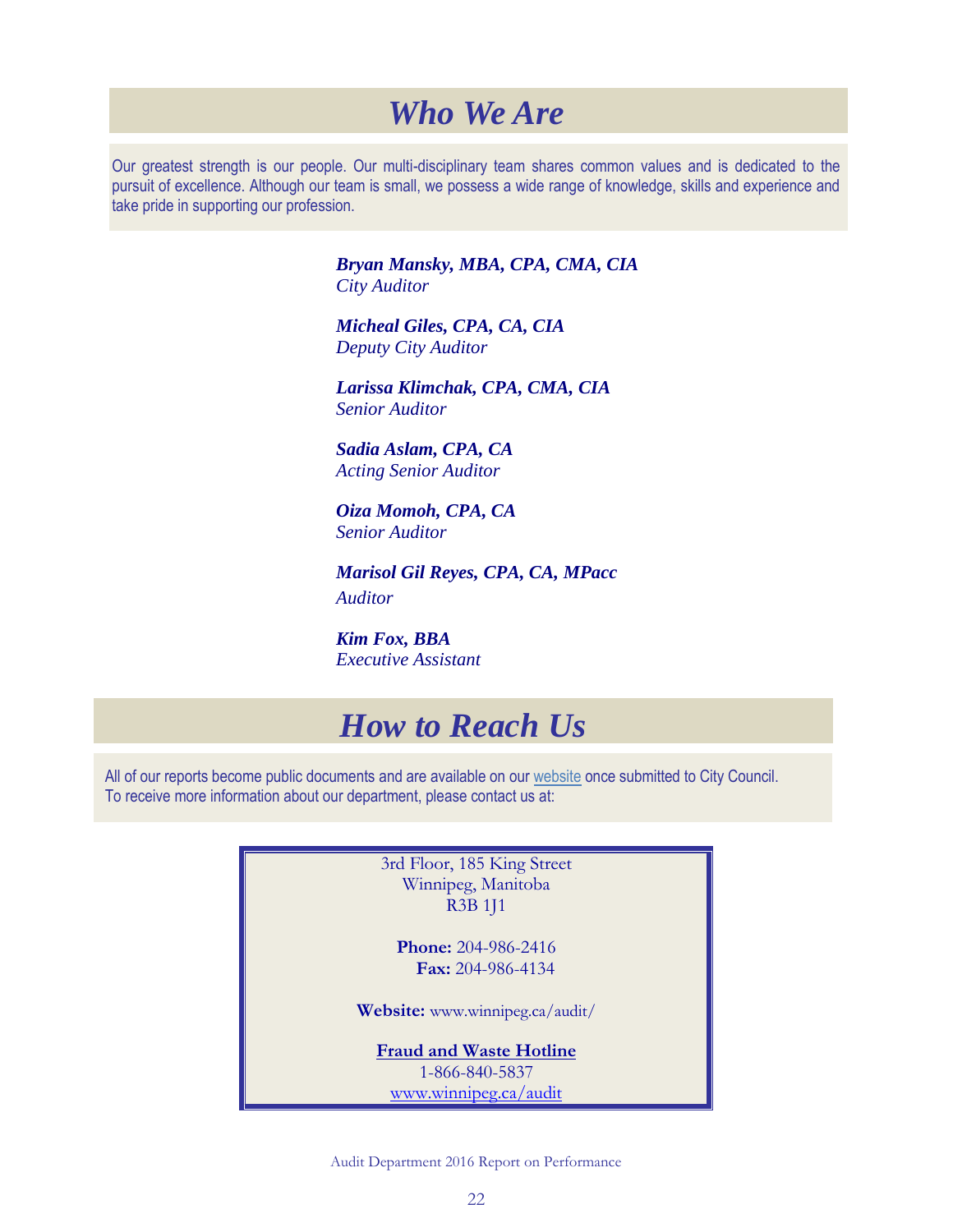# Who We Are

Our greatest strength is our people. Our multi-disciplinary team shares common values and is dedicated to the pursuit of excellence. Although our team is small, we possess a wide range of knowledge, skills and experience and take pride in supporting our profession.

***Bryan Mansky, MBA, CPA, CMA, CIA***
*City Auditor*

***Micheal Giles, CPA, CA, CIA***
*Deputy City Auditor*

***Larissa Klimchak, CPA, CMA, CIA***
*Senior Auditor*

***Sadia Aslam, CPA, CA***
*Acting Senior Auditor*

***Oiza Momoh, CPA, CA***
*Senior Auditor*

***Marisol Gil Reyes, CPA, CA, MPacc***
*Auditor*

***Kim Fox, BBA***
*Executive Assistant*

# How to Reach Us

All of our reports become public documents and are available on our website once submitted to City Council. To receive more information about our department, please contact us at:

3rd Floor, 185 King Street
Winnipeg, Manitoba
R3B 1J1

**Phone:** 204-986-2416
**Fax:** 204-986-4134

**Website:** www.winnipeg.ca/audit/

**Fraud and Waste Hotline**
1-866-840-5837
www.winnipeg.ca/audit